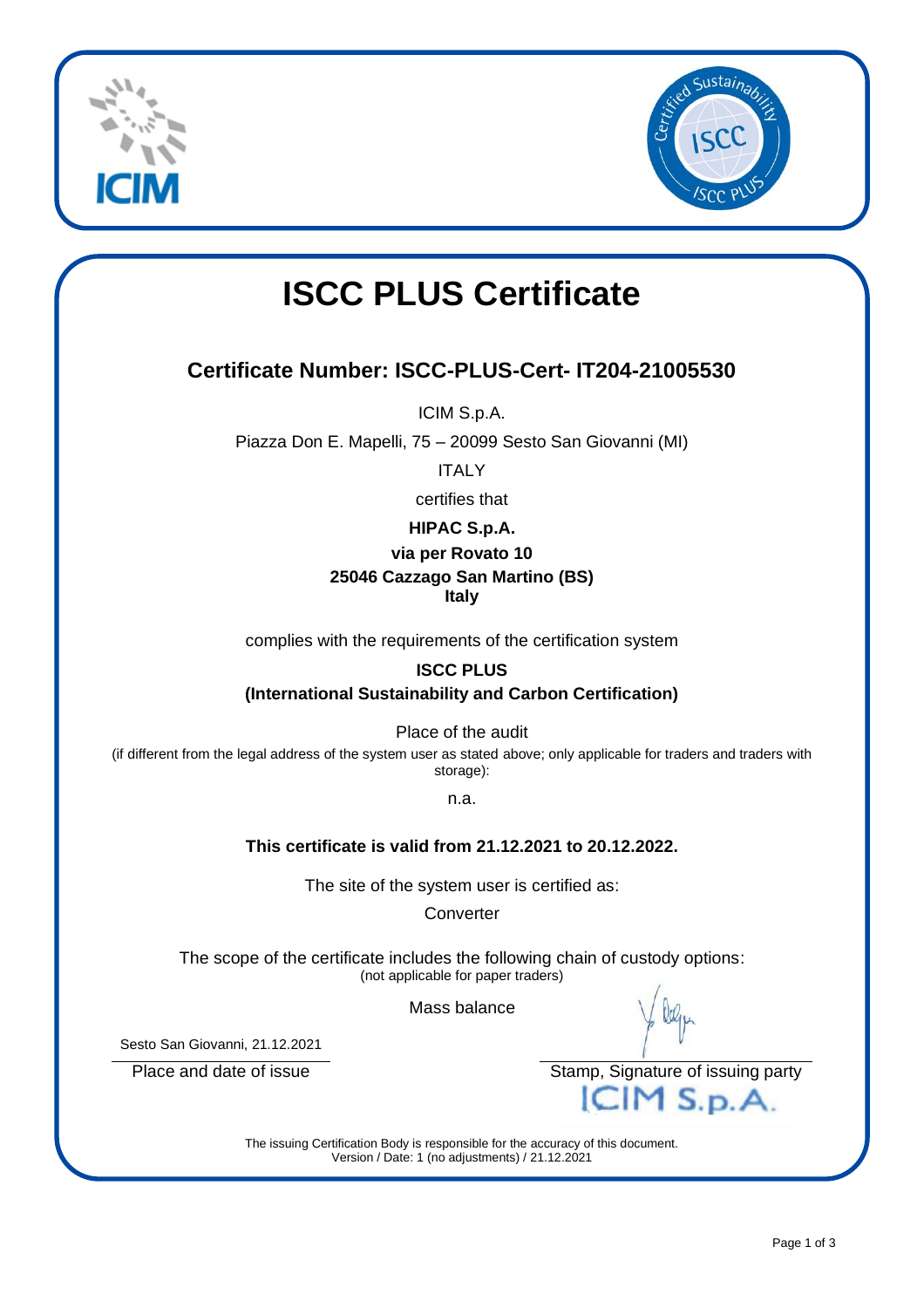# ISCC PLUS Certificate

## Certificate Number: ISCC-PLUS-Cert- IT204-21005530

ICIM S.p.A.

Piazza Don E. Mapelli, 75 – 20099 Sesto San Giovanni (MI)

ITALY

certifies that

**HIPAC S.p.A.**
**via per Rovato 10**
**25046 Cazzago San Martino (BS)**
**Italy**

complies with the requirements of the certification system

**ISCC PLUS**
**(International Sustainability and Carbon Certification)**

Place of the audit

(if different from the legal address of the system user as stated above; only applicable for traders and traders with storage):

n.a.

**This certificate is valid from 21.12.2021 to 20.12.2022.**

The site of the system user is certified as:

Converter

The scope of the certificate includes the following chain of custody options:
(not applicable for paper traders)

Mass balance

Sesto San Giovanni, 21.12.2021

Place and date of issue

Stamp, Signature of issuing party

ICIM S.p.A.

The issuing Certification Body is responsible for the accuracy of this document.
Version / Date: 1 (no adjustments) / 21.12.2021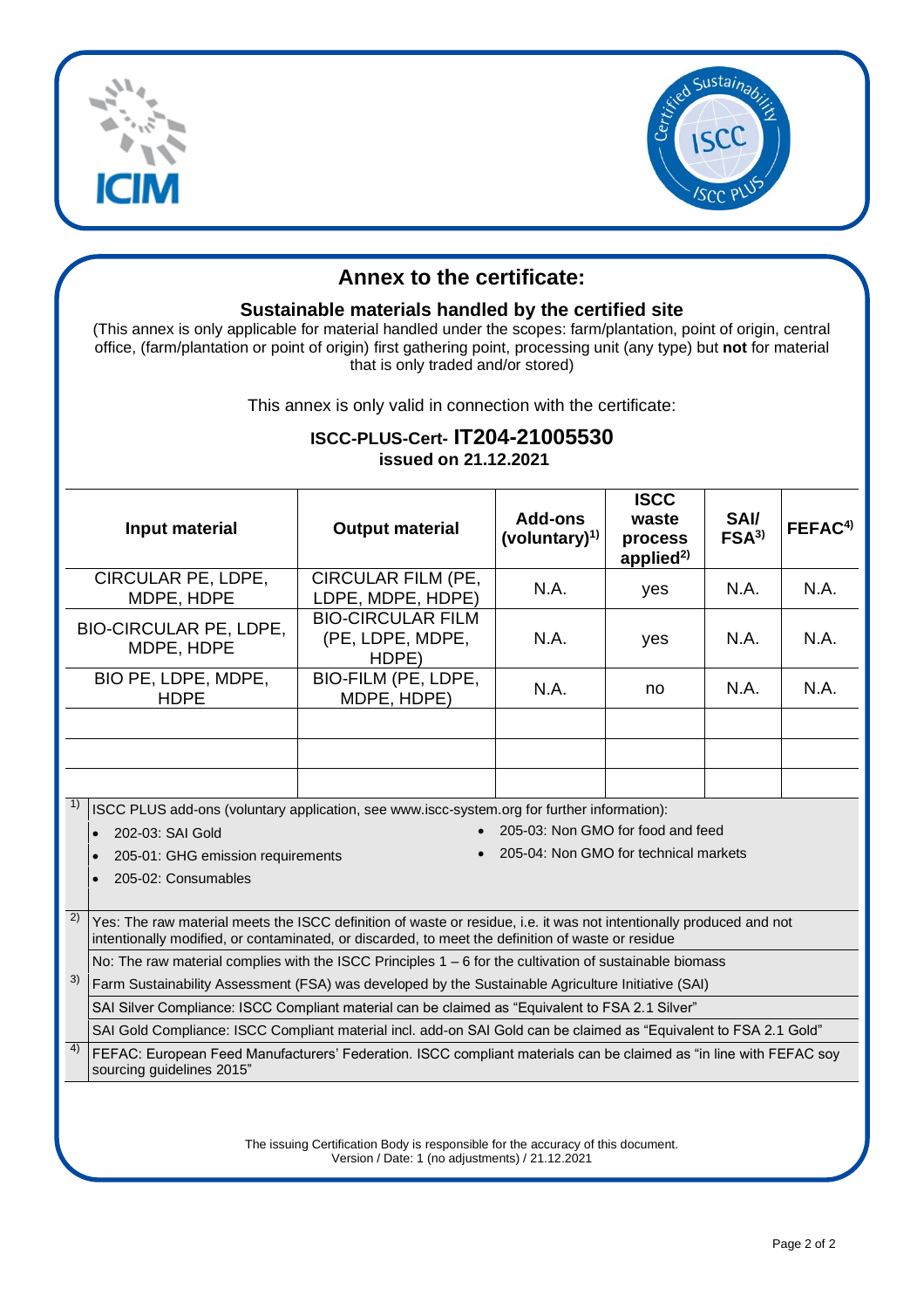## Annex to the certificate:

### Sustainable materials handled by the certified site

(This annex is only applicable for material handled under the scopes: farm/plantation, point of origin, central office, (farm/plantation or point of origin) first gathering point, processing unit (any type) but **not** for material that is only traded and/or stored)

This annex is only valid in connection with the certificate:

**ISCC-PLUS-Cert- IT204-21005530**
**issued on 21.12.2021**

| Input material | Output material | Add-ons (voluntary)[1] | ISCC waste process applied[2] | SAI/ FSA[3] | FEFAC[4] |
|---|---|---|---|---|---|
| CIRCULAR PE, LDPE, MDPE, HDPE | CIRCULAR FILM (PE, LDPE, MDPE, HDPE) | N.A. | yes | N.A. | N.A. |
| BIO-CIRCULAR PE, LDPE, MDPE, HDPE | BIO-CIRCULAR FILM (PE, LDPE, MDPE, HDPE) | N.A. | yes | N.A. | N.A. |
| BIO PE, LDPE, MDPE, HDPE | BIO-FILM (PE, LDPE, MDPE, HDPE) | N.A. | no | N.A. | N.A. |
| | | | | | |
| | | | | | |
| | | | | | |

[1] ISCC PLUS add-ons (voluntary application, see www.iscc-system.org for further information):

- 202-03: SAI Gold
- 205-01: GHG emission requirements
- 205-02: Consumables
- 205-03: Non GMO for food and feed
- 205-04: Non GMO for technical markets

[2] Yes: The raw material meets the ISCC definition of waste or residue, i.e. it was not intentionally produced and not intentionally modified, or contaminated, or discarded, to meet the definition of waste or residue

No: The raw material complies with the ISCC Principles 1 – 6 for the cultivation of sustainable biomass

[3] Farm Sustainability Assessment (FSA) was developed by the Sustainable Agriculture Initiative (SAI)

SAI Silver Compliance: ISCC Compliant material can be claimed as "Equivalent to FSA 2.1 Silver"

SAI Gold Compliance: ISCC Compliant material incl. add-on SAI Gold can be claimed as "Equivalent to FSA 2.1 Gold"

[4] FEFAC: European Feed Manufacturers' Federation. ISCC compliant materials can be claimed as "in line with FEFAC soy sourcing guidelines 2015"

The issuing Certification Body is responsible for the accuracy of this document.
Version / Date: 1 (no adjustments) / 21.12.2021